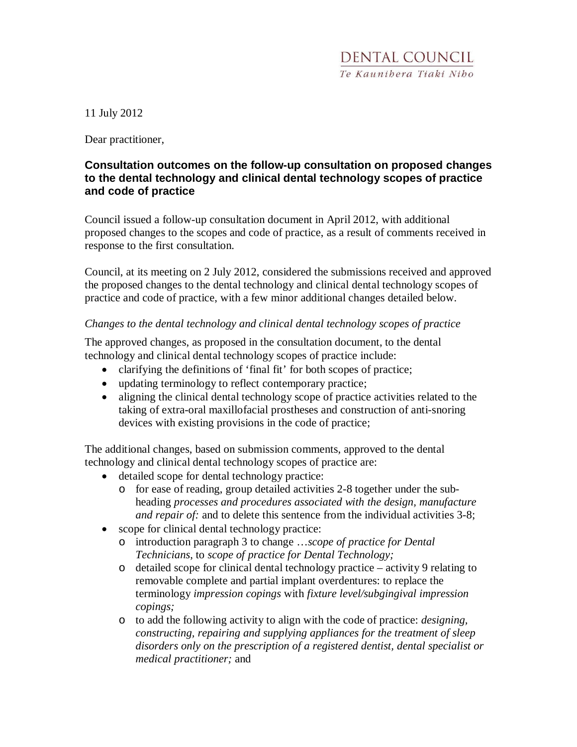DENTAL COUNCIL
*Te Kaunihera Tiaki Niho*

11 July 2012

Dear practitioner,

**Consultation outcomes on the follow-up consultation on proposed changes to the dental technology and clinical dental technology scopes of practice and code of practice**

Council issued a follow-up consultation document in April 2012, with additional proposed changes to the scopes and code of practice, as a result of comments received in response to the first consultation.

Council, at its meeting on 2 July 2012, considered the submissions received and approved the proposed changes to the dental technology and clinical dental technology scopes of practice and code of practice, with a few minor additional changes detailed below.

*Changes to the dental technology and clinical dental technology scopes of practice*

The approved changes, as proposed in the consultation document, to the dental technology and clinical dental technology scopes of practice include:

- clarifying the definitions of 'final fit' for both scopes of practice;
- updating terminology to reflect contemporary practice;
- aligning the clinical dental technology scope of practice activities related to the taking of extra-oral maxillofacial prostheses and construction of anti-snoring devices with existing provisions in the code of practice;

The additional changes, based on submission comments, approved to the dental technology and clinical dental technology scopes of practice are:

- detailed scope for dental technology practice:
  - for ease of reading, group detailed activities 2-8 together under the sub-heading *processes and procedures associated with the design, manufacture and repair of:* and to delete this sentence from the individual activities 3-8;
- scope for clinical dental technology practice:
  - introduction paragraph 3 to change …*scope of practice for Dental Technicians,* to *scope of practice for Dental Technology;*
  - detailed scope for clinical dental technology practice – activity 9 relating to removable complete and partial implant overdentures: to replace the terminology *impression copings* with *fixture level/subgingival impression copings;*
  - to add the following activity to align with the code of practice: *designing, constructing, repairing and supplying appliances for the treatment of sleep disorders only on the prescription of a registered dentist, dental specialist or medical practitioner;* and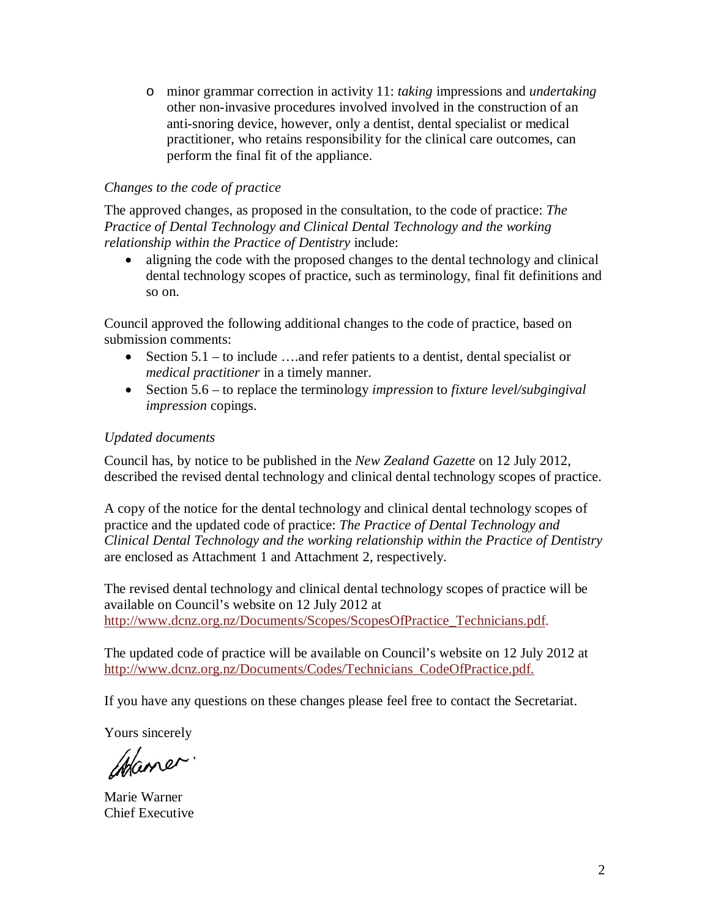- minor grammar correction in activity 11: *taking* impressions and *undertaking* other non-invasive procedures involved involved in the construction of an anti-snoring device, however, only a dentist, dental specialist or medical practitioner, who retains responsibility for the clinical care outcomes, can perform the final fit of the appliance.

*Changes to the code of practice*

The approved changes, as proposed in the consultation, to the code of practice: *The Practice of Dental Technology and Clinical Dental Technology and the working relationship within the Practice of Dentistry* include:

- aligning the code with the proposed changes to the dental technology and clinical dental technology scopes of practice, such as terminology, final fit definitions and so on.

Council approved the following additional changes to the code of practice, based on submission comments:

- Section 5.1 – to include ….and refer patients to a dentist, dental specialist or *medical practitioner* in a timely manner.
- Section 5.6 – to replace the terminology *impression* to *fixture level/subgingival impression* copings.

*Updated documents*

Council has, by notice to be published in the *New Zealand Gazette* on 12 July 2012, described the revised dental technology and clinical dental technology scopes of practice.

A copy of the notice for the dental technology and clinical dental technology scopes of practice and the updated code of practice: *The Practice of Dental Technology and Clinical Dental Technology and the working relationship within the Practice of Dentistry* are enclosed as Attachment 1 and Attachment 2, respectively.

The revised dental technology and clinical dental technology scopes of practice will be available on Council's website on 12 July 2012 at http://www.dcnz.org.nz/Documents/Scopes/ScopesOfPractice_Technicians.pdf.

The updated code of practice will be available on Council's website on 12 July 2012 at http://www.dcnz.org.nz/Documents/Codes/Technicians_CodeOfPractice.pdf.

If you have any questions on these changes please feel free to contact the Secretariat.

Yours sincerely

Marie Warner
Chief Executive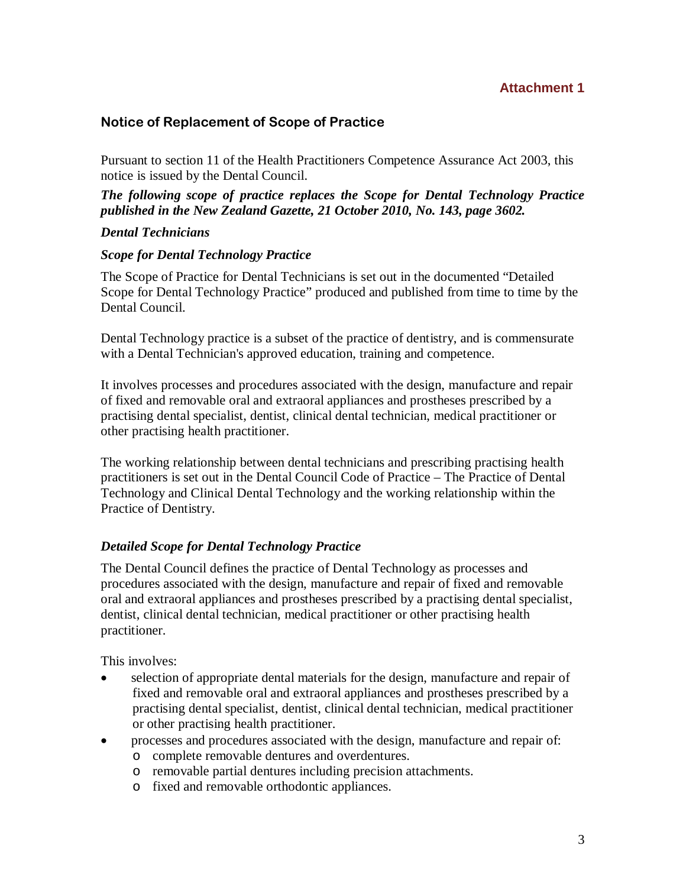**Attachment 1**

## Notice of Replacement of Scope of Practice

Pursuant to section 11 of the Health Practitioners Competence Assurance Act 2003, this notice is issued by the Dental Council.

***The following scope of practice replaces the Scope for Dental Technology Practice published in the New Zealand Gazette, 21 October 2010, No. 143, page 3602.***

***Dental Technicians***

***Scope for Dental Technology Practice***

The Scope of Practice for Dental Technicians is set out in the documented "Detailed Scope for Dental Technology Practice" produced and published from time to time by the Dental Council.

Dental Technology practice is a subset of the practice of dentistry, and is commensurate with a Dental Technician's approved education, training and competence.

It involves processes and procedures associated with the design, manufacture and repair of fixed and removable oral and extraoral appliances and prostheses prescribed by a practising dental specialist, dentist, clinical dental technician, medical practitioner or other practising health practitioner.

The working relationship between dental technicians and prescribing practising health practitioners is set out in the Dental Council Code of Practice – The Practice of Dental Technology and Clinical Dental Technology and the working relationship within the Practice of Dentistry.

***Detailed Scope for Dental Technology Practice***

The Dental Council defines the practice of Dental Technology as processes and procedures associated with the design, manufacture and repair of fixed and removable oral and extraoral appliances and prostheses prescribed by a practising dental specialist, dentist, clinical dental technician, medical practitioner or other practising health practitioner.

This involves:

- selection of appropriate dental materials for the design, manufacture and repair of fixed and removable oral and extraoral appliances and prostheses prescribed by a practising dental specialist, dentist, clinical dental technician, medical practitioner or other practising health practitioner.
- processes and procedures associated with the design, manufacture and repair of:
  - complete removable dentures and overdentures.
  - removable partial dentures including precision attachments.
  - fixed and removable orthodontic appliances.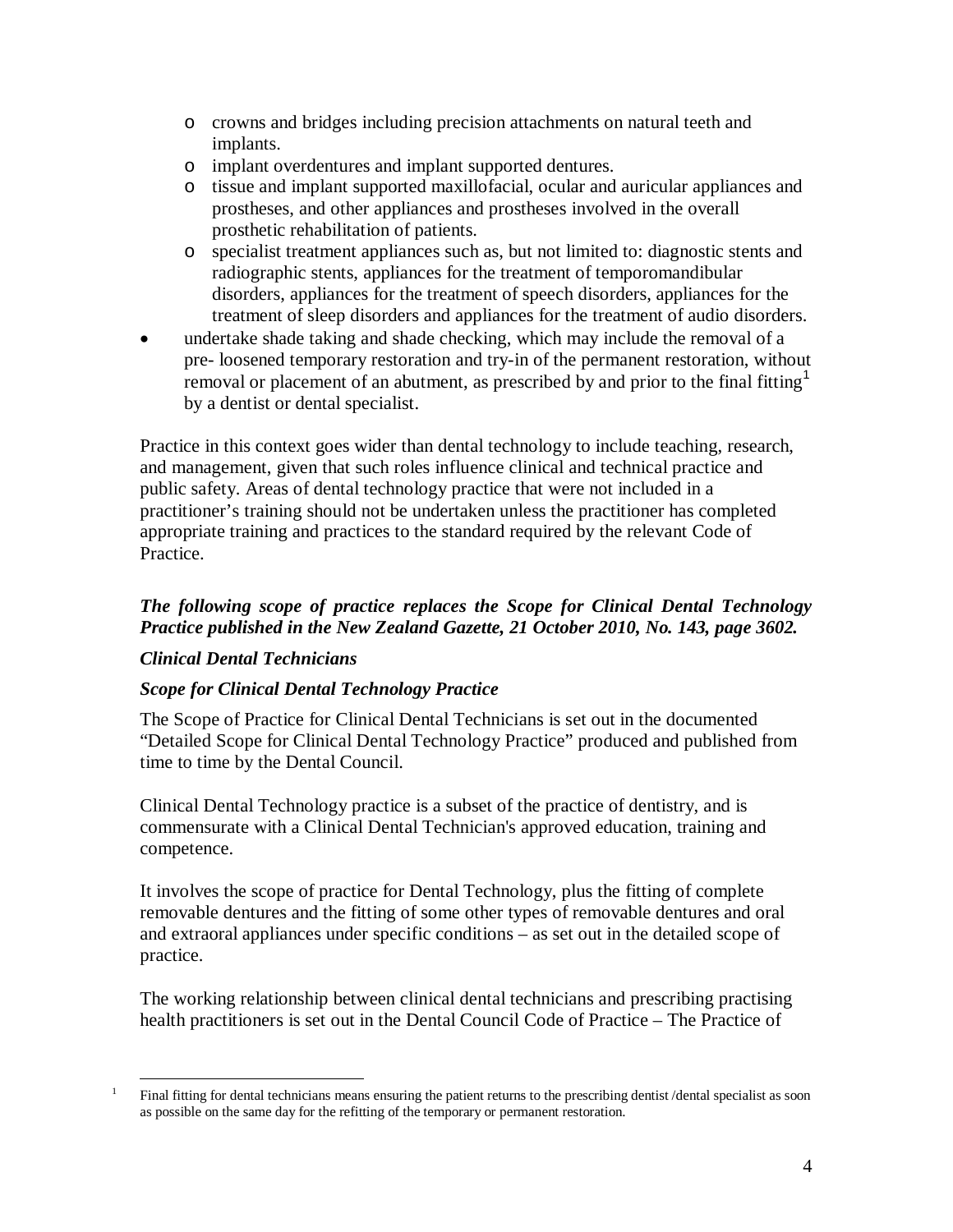- crowns and bridges including precision attachments on natural teeth and implants.
- implant overdentures and implant supported dentures.
- tissue and implant supported maxillofacial, ocular and auricular appliances and prostheses, and other appliances and prostheses involved in the overall prosthetic rehabilitation of patients.
- specialist treatment appliances such as, but not limited to: diagnostic stents and radiographic stents, appliances for the treatment of temporomandibular disorders, appliances for the treatment of speech disorders, appliances for the treatment of sleep disorders and appliances for the treatment of audio disorders.

- undertake shade taking and shade checking, which may include the removal of a pre- loosened temporary restoration and try-in of the permanent restoration, without removal or placement of an abutment, as prescribed by and prior to the final fitting[1] by a dentist or dental specialist.

Practice in this context goes wider than dental technology to include teaching, research, and management, given that such roles influence clinical and technical practice and public safety. Areas of dental technology practice that were not included in a practitioner's training should not be undertaken unless the practitioner has completed appropriate training and practices to the standard required by the relevant Code of Practice.

***The following scope of practice replaces the Scope for Clinical Dental Technology Practice published in the New Zealand Gazette, 21 October 2010, No. 143, page 3602.***

***Clinical Dental Technicians***

***Scope for Clinical Dental Technology Practice***

The Scope of Practice for Clinical Dental Technicians is set out in the documented "Detailed Scope for Clinical Dental Technology Practice" produced and published from time to time by the Dental Council.

Clinical Dental Technology practice is a subset of the practice of dentistry, and is commensurate with a Clinical Dental Technician's approved education, training and competence.

It involves the scope of practice for Dental Technology, plus the fitting of complete removable dentures and the fitting of some other types of removable dentures and oral and extraoral appliances under specific conditions – as set out in the detailed scope of practice.

The working relationship between clinical dental technicians and prescribing practising health practitioners is set out in the Dental Council Code of Practice – The Practice of

---

[1] Final fitting for dental technicians means ensuring the patient returns to the prescribing dentist /dental specialist as soon as possible on the same day for the refitting of the temporary or permanent restoration.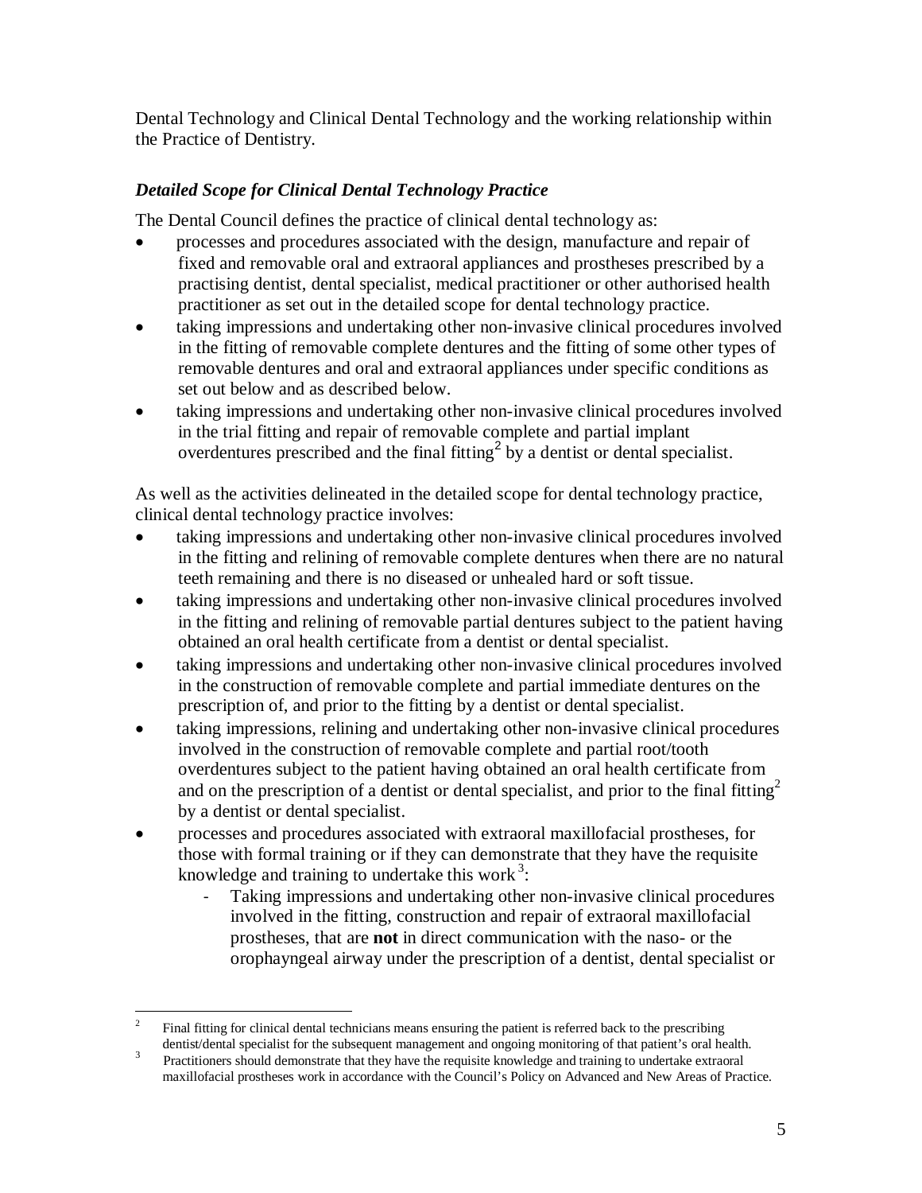Dental Technology and Clinical Dental Technology and the working relationship within the Practice of Dentistry.

### *Detailed Scope for Clinical Dental Technology Practice*

The Dental Council defines the practice of clinical dental technology as:

- processes and procedures associated with the design, manufacture and repair of fixed and removable oral and extraoral appliances and prostheses prescribed by a practising dentist, dental specialist, medical practitioner or other authorised health practitioner as set out in the detailed scope for dental technology practice.
- taking impressions and undertaking other non-invasive clinical procedures involved in the fitting of removable complete dentures and the fitting of some other types of removable dentures and oral and extraoral appliances under specific conditions as set out below and as described below.
- taking impressions and undertaking other non-invasive clinical procedures involved in the trial fitting and repair of removable complete and partial implant overdentures prescribed and the final fitting[2] by a dentist or dental specialist.

As well as the activities delineated in the detailed scope for dental technology practice, clinical dental technology practice involves:

- taking impressions and undertaking other non-invasive clinical procedures involved in the fitting and relining of removable complete dentures when there are no natural teeth remaining and there is no diseased or unhealed hard or soft tissue.
- taking impressions and undertaking other non-invasive clinical procedures involved in the fitting and relining of removable partial dentures subject to the patient having obtained an oral health certificate from a dentist or dental specialist.
- taking impressions and undertaking other non-invasive clinical procedures involved in the construction of removable complete and partial immediate dentures on the prescription of, and prior to the fitting by a dentist or dental specialist.
- taking impressions, relining and undertaking other non-invasive clinical procedures involved in the construction of removable complete and partial root/tooth overdentures subject to the patient having obtained an oral health certificate from and on the prescription of a dentist or dental specialist, and prior to the final fitting[2] by a dentist or dental specialist.
- processes and procedures associated with extraoral maxillofacial prostheses, for those with formal training or if they can demonstrate that they have the requisite knowledge and training to undertake this work[3]:
  - Taking impressions and undertaking other non-invasive clinical procedures involved in the fitting, construction and repair of extraoral maxillofacial prostheses, that are **not** in direct communication with the naso- or the orophayngeal airway under the prescription of a dentist, dental specialist or

---

[2] Final fitting for clinical dental technicians means ensuring the patient is referred back to the prescribing dentist/dental specialist for the subsequent management and ongoing monitoring of that patient's oral health.

[3] Practitioners should demonstrate that they have the requisite knowledge and training to undertake extraoral maxillofacial prostheses work in accordance with the Council's Policy on Advanced and New Areas of Practice.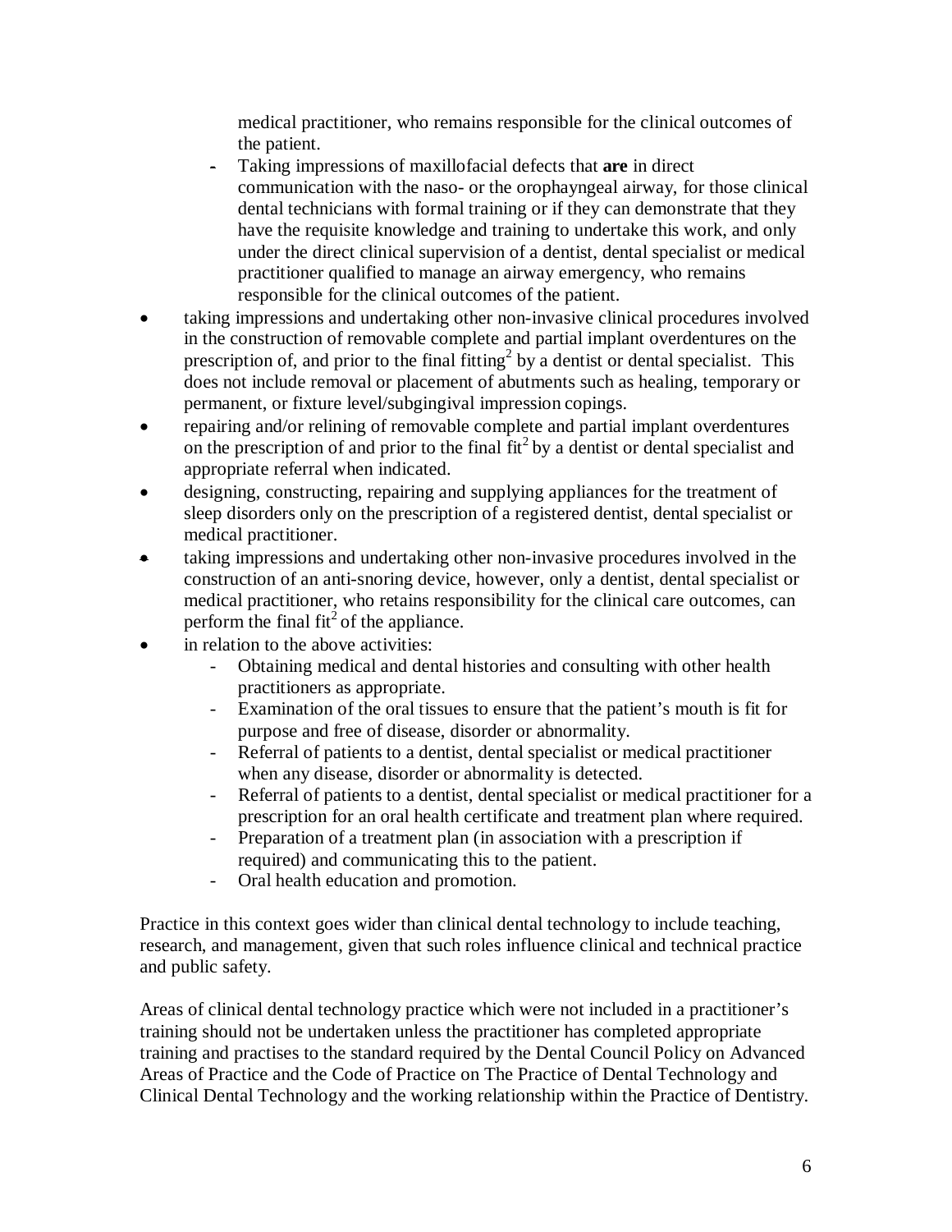medical practitioner, who remains responsible for the clinical outcomes of the patient.

  - Taking impressions of maxillofacial defects that **are** in direct communication with the naso- or the orophayngeal airway, for those clinical dental technicians with formal training or if they can demonstrate that they have the requisite knowledge and training to undertake this work, and only under the direct clinical supervision of a dentist, dental specialist or medical practitioner qualified to manage an airway emergency, who remains responsible for the clinical outcomes of the patient.

- taking impressions and undertaking other non-invasive clinical procedures involved in the construction of removable complete and partial implant overdentures on the prescription of, and prior to the final fitting[2] by a dentist or dental specialist. This does not include removal or placement of abutments such as healing, temporary or permanent, or fixture level/subgingival impression copings.
- repairing and/or relining of removable complete and partial implant overdentures on the prescription of and prior to the final fit[2] by a dentist or dental specialist and appropriate referral when indicated.
- designing, constructing, repairing and supplying appliances for the treatment of sleep disorders only on the prescription of a registered dentist, dental specialist or medical practitioner.
- taking impressions and undertaking other non-invasive procedures involved in the construction of an anti-snoring device, however, only a dentist, dental specialist or medical practitioner, who retains responsibility for the clinical care outcomes, can perform the final fit[2] of the appliance.
- in relation to the above activities:
  - Obtaining medical and dental histories and consulting with other health practitioners as appropriate.
  - Examination of the oral tissues to ensure that the patient's mouth is fit for purpose and free of disease, disorder or abnormality.
  - Referral of patients to a dentist, dental specialist or medical practitioner when any disease, disorder or abnormality is detected.
  - Referral of patients to a dentist, dental specialist or medical practitioner for a prescription for an oral health certificate and treatment plan where required.
  - Preparation of a treatment plan (in association with a prescription if required) and communicating this to the patient.
  - Oral health education and promotion.

Practice in this context goes wider than clinical dental technology to include teaching, research, and management, given that such roles influence clinical and technical practice and public safety.

Areas of clinical dental technology practice which were not included in a practitioner's training should not be undertaken unless the practitioner has completed appropriate training and practises to the standard required by the Dental Council Policy on Advanced Areas of Practice and the Code of Practice on The Practice of Dental Technology and Clinical Dental Technology and the working relationship within the Practice of Dentistry.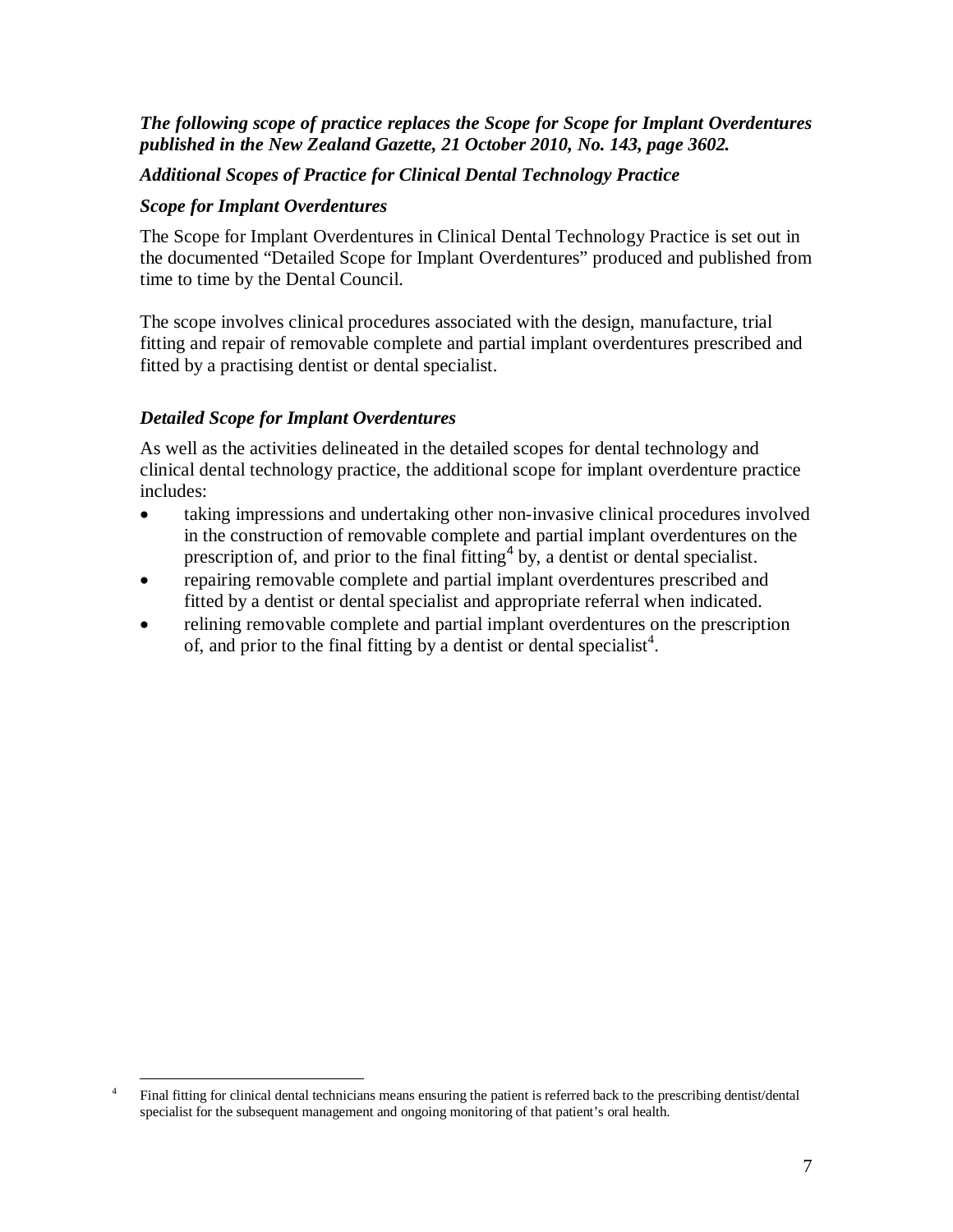***The following scope of practice replaces the Scope for Scope for Implant Overdentures published in the New Zealand Gazette, 21 October 2010, No. 143, page 3602.***

***Additional Scopes of Practice for Clinical Dental Technology Practice***

***Scope for Implant Overdentures***

The Scope for Implant Overdentures in Clinical Dental Technology Practice is set out in the documented "Detailed Scope for Implant Overdentures" produced and published from time to time by the Dental Council.

The scope involves clinical procedures associated with the design, manufacture, trial fitting and repair of removable complete and partial implant overdentures prescribed and fitted by a practising dentist or dental specialist.

***Detailed Scope for Implant Overdentures***

As well as the activities delineated in the detailed scopes for dental technology and clinical dental technology practice, the additional scope for implant overdenture practice includes:

- taking impressions and undertaking other non-invasive clinical procedures involved in the construction of removable complete and partial implant overdentures on the prescription of, and prior to the final fitting[4] by, a dentist or dental specialist.
- repairing removable complete and partial implant overdentures prescribed and fitted by a dentist or dental specialist and appropriate referral when indicated.
- relining removable complete and partial implant overdentures on the prescription of, and prior to the final fitting by a dentist or dental specialist[4].

---

[4] Final fitting for clinical dental technicians means ensuring the patient is referred back to the prescribing dentist/dental specialist for the subsequent management and ongoing monitoring of that patient's oral health.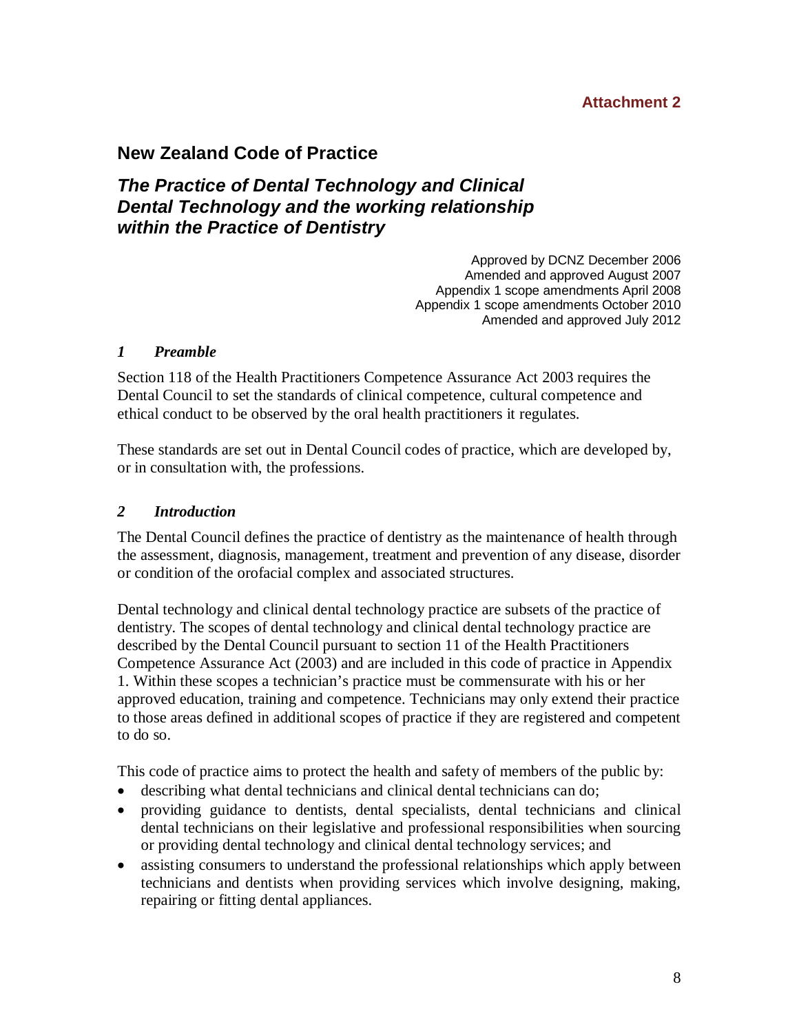**Attachment 2**

# New Zealand Code of Practice

## *The Practice of Dental Technology and Clinical Dental Technology and the working relationship within the Practice of Dentistry*

Approved by DCNZ December 2006
Amended and approved August 2007
Appendix 1 scope amendments April 2008
Appendix 1 scope amendments October 2010
Amended and approved July 2012

### *1 Preamble*

Section 118 of the Health Practitioners Competence Assurance Act 2003 requires the Dental Council to set the standards of clinical competence, cultural competence and ethical conduct to be observed by the oral health practitioners it regulates.

These standards are set out in Dental Council codes of practice, which are developed by, or in consultation with, the professions.

### *2 Introduction*

The Dental Council defines the practice of dentistry as the maintenance of health through the assessment, diagnosis, management, treatment and prevention of any disease, disorder or condition of the orofacial complex and associated structures.

Dental technology and clinical dental technology practice are subsets of the practice of dentistry. The scopes of dental technology and clinical dental technology practice are described by the Dental Council pursuant to section 11 of the Health Practitioners Competence Assurance Act (2003) and are included in this code of practice in Appendix 1. Within these scopes a technician's practice must be commensurate with his or her approved education, training and competence. Technicians may only extend their practice to those areas defined in additional scopes of practice if they are registered and competent to do so.

This code of practice aims to protect the health and safety of members of the public by:

- describing what dental technicians and clinical dental technicians can do;
- providing guidance to dentists, dental specialists, dental technicians and clinical dental technicians on their legislative and professional responsibilities when sourcing or providing dental technology and clinical dental technology services; and
- assisting consumers to understand the professional relationships which apply between technicians and dentists when providing services which involve designing, making, repairing or fitting dental appliances.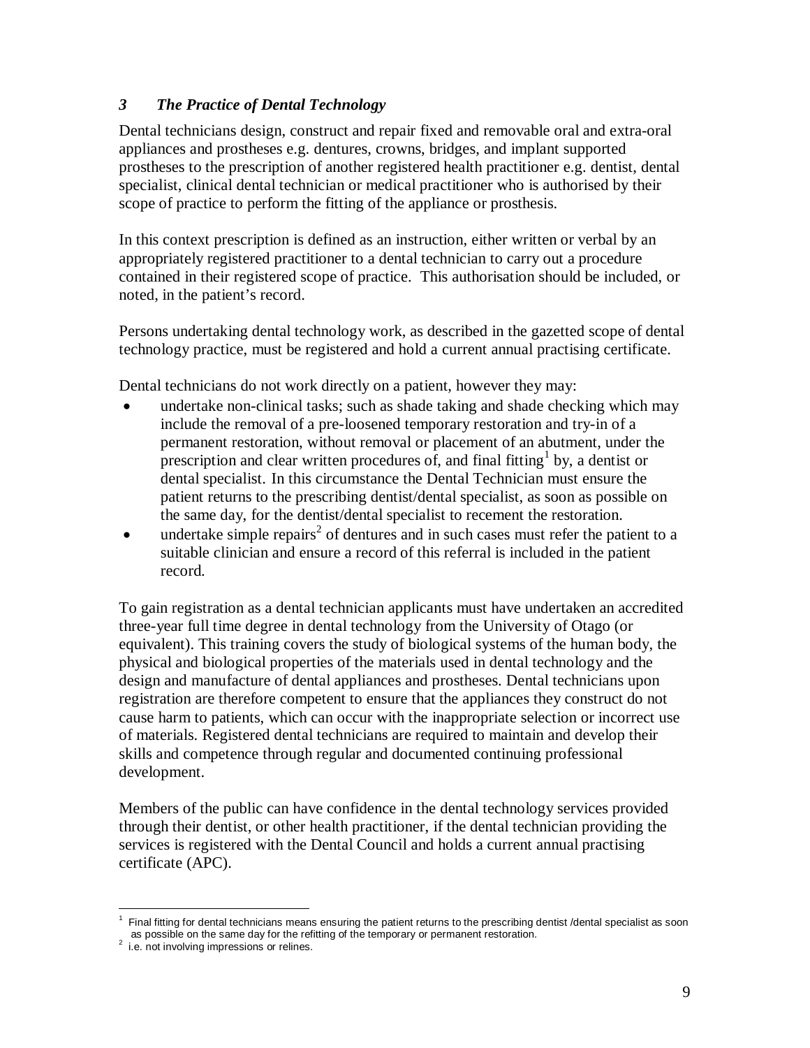### *3 The Practice of Dental Technology*

Dental technicians design, construct and repair fixed and removable oral and extra-oral appliances and prostheses e.g. dentures, crowns, bridges, and implant supported prostheses to the prescription of another registered health practitioner e.g. dentist, dental specialist, clinical dental technician or medical practitioner who is authorised by their scope of practice to perform the fitting of the appliance or prosthesis.

In this context prescription is defined as an instruction, either written or verbal by an appropriately registered practitioner to a dental technician to carry out a procedure contained in their registered scope of practice. This authorisation should be included, or noted, in the patient's record.

Persons undertaking dental technology work, as described in the gazetted scope of dental technology practice, must be registered and hold a current annual practising certificate.

Dental technicians do not work directly on a patient, however they may:

- undertake non-clinical tasks; such as shade taking and shade checking which may include the removal of a pre-loosened temporary restoration and try-in of a permanent restoration, without removal or placement of an abutment, under the prescription and clear written procedures of, and final fitting[1] by, a dentist or dental specialist. In this circumstance the Dental Technician must ensure the patient returns to the prescribing dentist/dental specialist, as soon as possible on the same day, for the dentist/dental specialist to recement the restoration.
- undertake simple repairs[2] of dentures and in such cases must refer the patient to a suitable clinician and ensure a record of this referral is included in the patient record.

To gain registration as a dental technician applicants must have undertaken an accredited three-year full time degree in dental technology from the University of Otago (or equivalent). This training covers the study of biological systems of the human body, the physical and biological properties of the materials used in dental technology and the design and manufacture of dental appliances and prostheses. Dental technicians upon registration are therefore competent to ensure that the appliances they construct do not cause harm to patients, which can occur with the inappropriate selection or incorrect use of materials. Registered dental technicians are required to maintain and develop their skills and competence through regular and documented continuing professional development.

Members of the public can have confidence in the dental technology services provided through their dentist, or other health practitioner, if the dental technician providing the services is registered with the Dental Council and holds a current annual practising certificate (APC).

---

[1] Final fitting for dental technicians means ensuring the patient returns to the prescribing dentist /dental specialist as soon as possible on the same day for the refitting of the temporary or permanent restoration.

[2] i.e. not involving impressions or relines.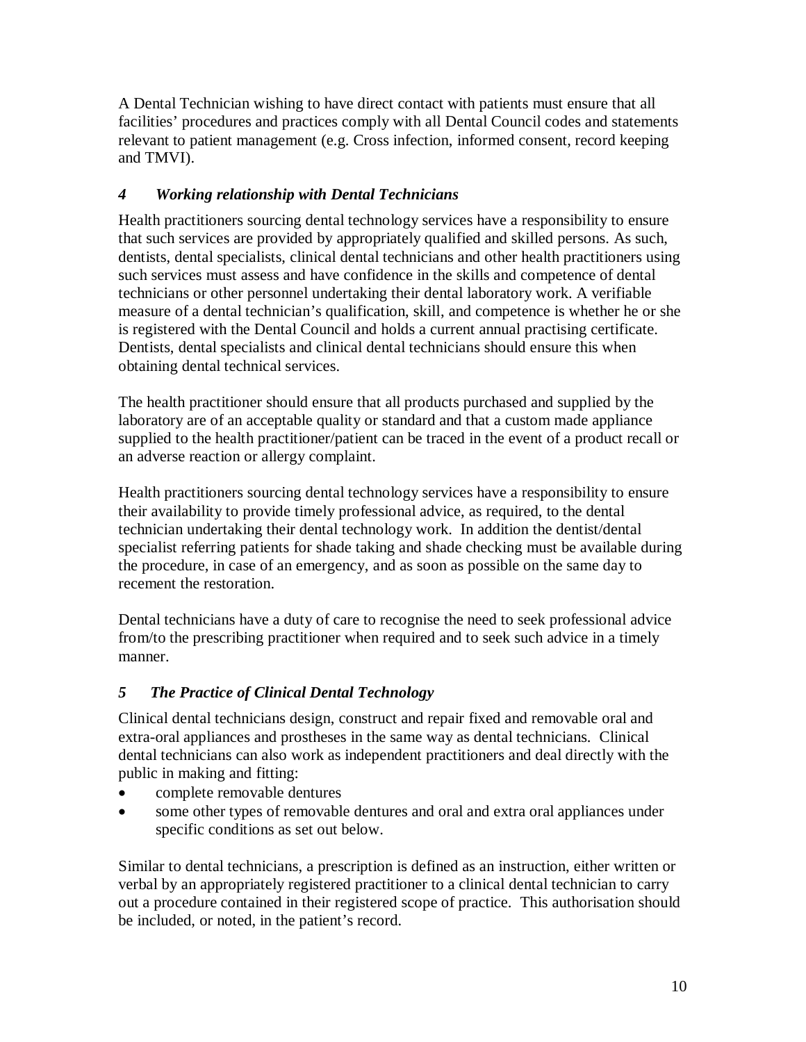A Dental Technician wishing to have direct contact with patients must ensure that all facilities' procedures and practices comply with all Dental Council codes and statements relevant to patient management (e.g. Cross infection, informed consent, record keeping and TMVI).

### *4 Working relationship with Dental Technicians*

Health practitioners sourcing dental technology services have a responsibility to ensure that such services are provided by appropriately qualified and skilled persons. As such, dentists, dental specialists, clinical dental technicians and other health practitioners using such services must assess and have confidence in the skills and competence of dental technicians or other personnel undertaking their dental laboratory work. A verifiable measure of a dental technician's qualification, skill, and competence is whether he or she is registered with the Dental Council and holds a current annual practising certificate. Dentists, dental specialists and clinical dental technicians should ensure this when obtaining dental technical services.

The health practitioner should ensure that all products purchased and supplied by the laboratory are of an acceptable quality or standard and that a custom made appliance supplied to the health practitioner/patient can be traced in the event of a product recall or an adverse reaction or allergy complaint.

Health practitioners sourcing dental technology services have a responsibility to ensure their availability to provide timely professional advice, as required, to the dental technician undertaking their dental technology work. In addition the dentist/dental specialist referring patients for shade taking and shade checking must be available during the procedure, in case of an emergency, and as soon as possible on the same day to recement the restoration.

Dental technicians have a duty of care to recognise the need to seek professional advice from/to the prescribing practitioner when required and to seek such advice in a timely manner.

### *5 The Practice of Clinical Dental Technology*

Clinical dental technicians design, construct and repair fixed and removable oral and extra-oral appliances and prostheses in the same way as dental technicians. Clinical dental technicians can also work as independent practitioners and deal directly with the public in making and fitting:

- complete removable dentures
- some other types of removable dentures and oral and extra oral appliances under specific conditions as set out below.

Similar to dental technicians, a prescription is defined as an instruction, either written or verbal by an appropriately registered practitioner to a clinical dental technician to carry out a procedure contained in their registered scope of practice. This authorisation should be included, or noted, in the patient's record.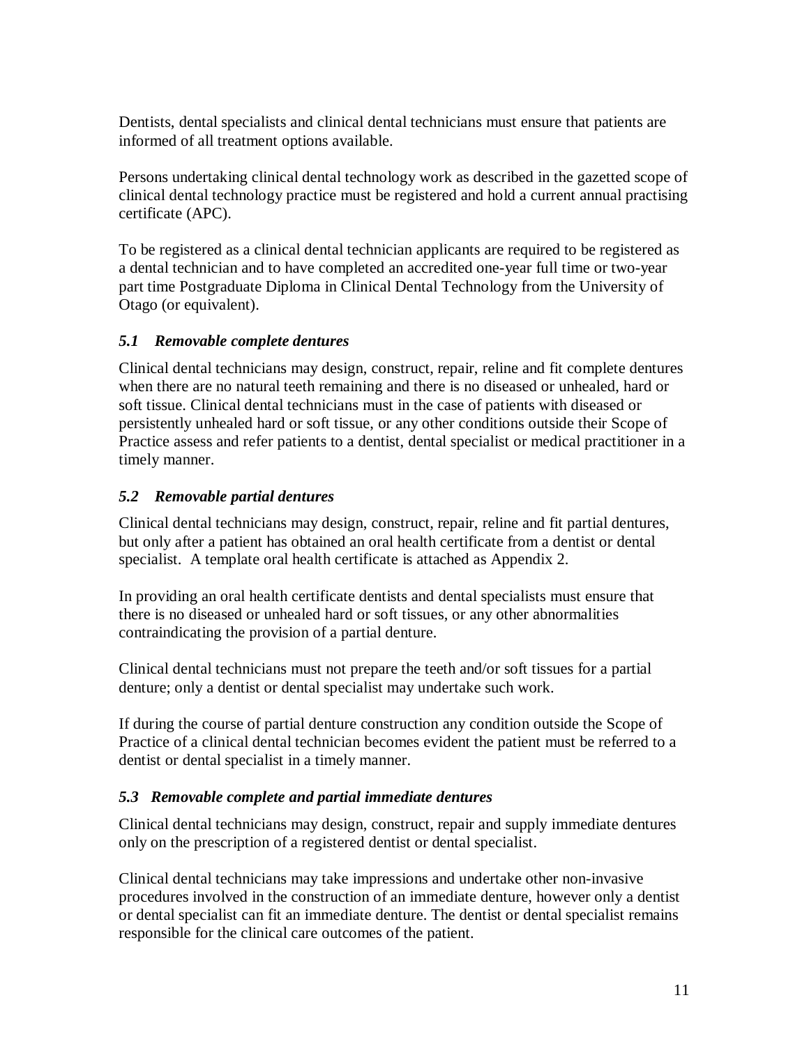Dentists, dental specialists and clinical dental technicians must ensure that patients are informed of all treatment options available.

Persons undertaking clinical dental technology work as described in the gazetted scope of clinical dental technology practice must be registered and hold a current annual practising certificate (APC).

To be registered as a clinical dental technician applicants are required to be registered as a dental technician and to have completed an accredited one-year full time or two-year part time Postgraduate Diploma in Clinical Dental Technology from the University of Otago (or equivalent).

### *5.1 Removable complete dentures*

Clinical dental technicians may design, construct, repair, reline and fit complete dentures when there are no natural teeth remaining and there is no diseased or unhealed, hard or soft tissue. Clinical dental technicians must in the case of patients with diseased or persistently unhealed hard or soft tissue, or any other conditions outside their Scope of Practice assess and refer patients to a dentist, dental specialist or medical practitioner in a timely manner.

### *5.2 Removable partial dentures*

Clinical dental technicians may design, construct, repair, reline and fit partial dentures, but only after a patient has obtained an oral health certificate from a dentist or dental specialist. A template oral health certificate is attached as Appendix 2.

In providing an oral health certificate dentists and dental specialists must ensure that there is no diseased or unhealed hard or soft tissues, or any other abnormalities contraindicating the provision of a partial denture.

Clinical dental technicians must not prepare the teeth and/or soft tissues for a partial denture; only a dentist or dental specialist may undertake such work.

If during the course of partial denture construction any condition outside the Scope of Practice of a clinical dental technician becomes evident the patient must be referred to a dentist or dental specialist in a timely manner.

### *5.3 Removable complete and partial immediate dentures*

Clinical dental technicians may design, construct, repair and supply immediate dentures only on the prescription of a registered dentist or dental specialist.

Clinical dental technicians may take impressions and undertake other non-invasive procedures involved in the construction of an immediate denture, however only a dentist or dental specialist can fit an immediate denture. The dentist or dental specialist remains responsible for the clinical care outcomes of the patient.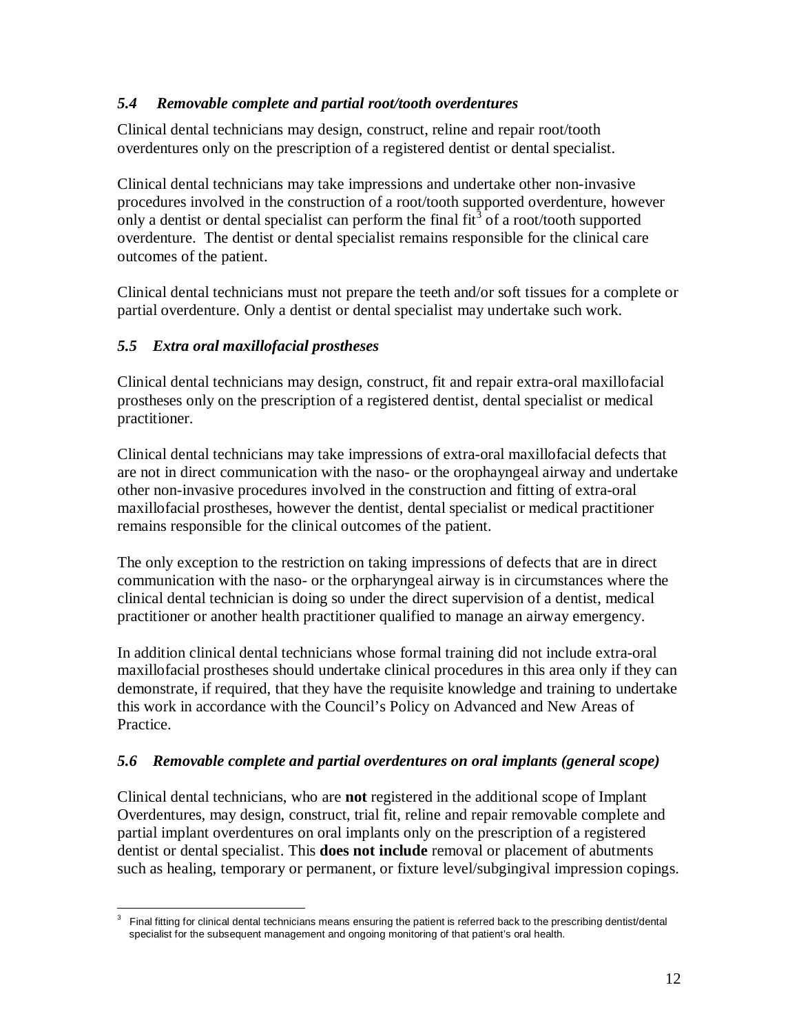### *5.4 Removable complete and partial root/tooth overdentures*

Clinical dental technicians may design, construct, reline and repair root/tooth overdentures only on the prescription of a registered dentist or dental specialist.

Clinical dental technicians may take impressions and undertake other non-invasive procedures involved in the construction of a root/tooth supported overdenture, however only a dentist or dental specialist can perform the final fit[3] of a root/tooth supported overdenture. The dentist or dental specialist remains responsible for the clinical care outcomes of the patient.

Clinical dental technicians must not prepare the teeth and/or soft tissues for a complete or partial overdenture. Only a dentist or dental specialist may undertake such work.

### *5.5 Extra oral maxillofacial prostheses*

Clinical dental technicians may design, construct, fit and repair extra-oral maxillofacial prostheses only on the prescription of a registered dentist, dental specialist or medical practitioner.

Clinical dental technicians may take impressions of extra-oral maxillofacial defects that are not in direct communication with the naso- or the orophayngeal airway and undertake other non-invasive procedures involved in the construction and fitting of extra-oral maxillofacial prostheses, however the dentist, dental specialist or medical practitioner remains responsible for the clinical outcomes of the patient.

The only exception to the restriction on taking impressions of defects that are in direct communication with the naso- or the orpharyngeal airway is in circumstances where the clinical dental technician is doing so under the direct supervision of a dentist, medical practitioner or another health practitioner qualified to manage an airway emergency.

In addition clinical dental technicians whose formal training did not include extra-oral maxillofacial prostheses should undertake clinical procedures in this area only if they can demonstrate, if required, that they have the requisite knowledge and training to undertake this work in accordance with the Council's Policy on Advanced and New Areas of Practice.

### *5.6 Removable complete and partial overdentures on oral implants (general scope)*

Clinical dental technicians, who are **not** registered in the additional scope of Implant Overdentures, may design, construct, trial fit, reline and repair removable complete and partial implant overdentures on oral implants only on the prescription of a registered dentist or dental specialist. This **does not include** removal or placement of abutments such as healing, temporary or permanent, or fixture level/subgingival impression copings.

---

[3] Final fitting for clinical dental technicians means ensuring the patient is referred back to the prescribing dentist/dental specialist for the subsequent management and ongoing monitoring of that patient's oral health.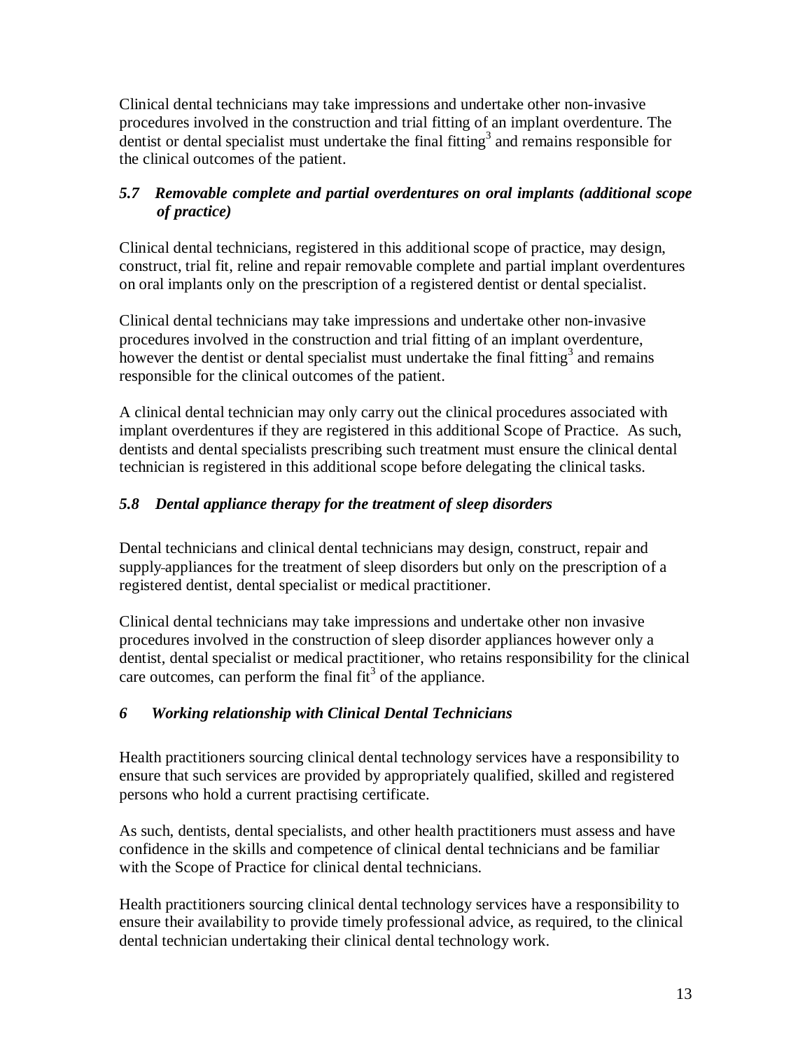Clinical dental technicians may take impressions and undertake other non-invasive procedures involved in the construction and trial fitting of an implant overdenture. The dentist or dental specialist must undertake the final fitting[3] and remains responsible for the clinical outcomes of the patient.

### *5.7 Removable complete and partial overdentures on oral implants (additional scope of practice)*

Clinical dental technicians, registered in this additional scope of practice, may design, construct, trial fit, reline and repair removable complete and partial implant overdentures on oral implants only on the prescription of a registered dentist or dental specialist.

Clinical dental technicians may take impressions and undertake other non-invasive procedures involved in the construction and trial fitting of an implant overdenture, however the dentist or dental specialist must undertake the final fitting[3] and remains responsible for the clinical outcomes of the patient.

A clinical dental technician may only carry out the clinical procedures associated with implant overdentures if they are registered in this additional Scope of Practice. As such, dentists and dental specialists prescribing such treatment must ensure the clinical dental technician is registered in this additional scope before delegating the clinical tasks.

### *5.8 Dental appliance therapy for the treatment of sleep disorders*

Dental technicians and clinical dental technicians may design, construct, repair and supply appliances for the treatment of sleep disorders but only on the prescription of a registered dentist, dental specialist or medical practitioner.

Clinical dental technicians may take impressions and undertake other non invasive procedures involved in the construction of sleep disorder appliances however only a dentist, dental specialist or medical practitioner, who retains responsibility for the clinical care outcomes, can perform the final fit[3] of the appliance.

## *6 Working relationship with Clinical Dental Technicians*

Health practitioners sourcing clinical dental technology services have a responsibility to ensure that such services are provided by appropriately qualified, skilled and registered persons who hold a current practising certificate.

As such, dentists, dental specialists, and other health practitioners must assess and have confidence in the skills and competence of clinical dental technicians and be familiar with the Scope of Practice for clinical dental technicians.

Health practitioners sourcing clinical dental technology services have a responsibility to ensure their availability to provide timely professional advice, as required, to the clinical dental technician undertaking their clinical dental technology work.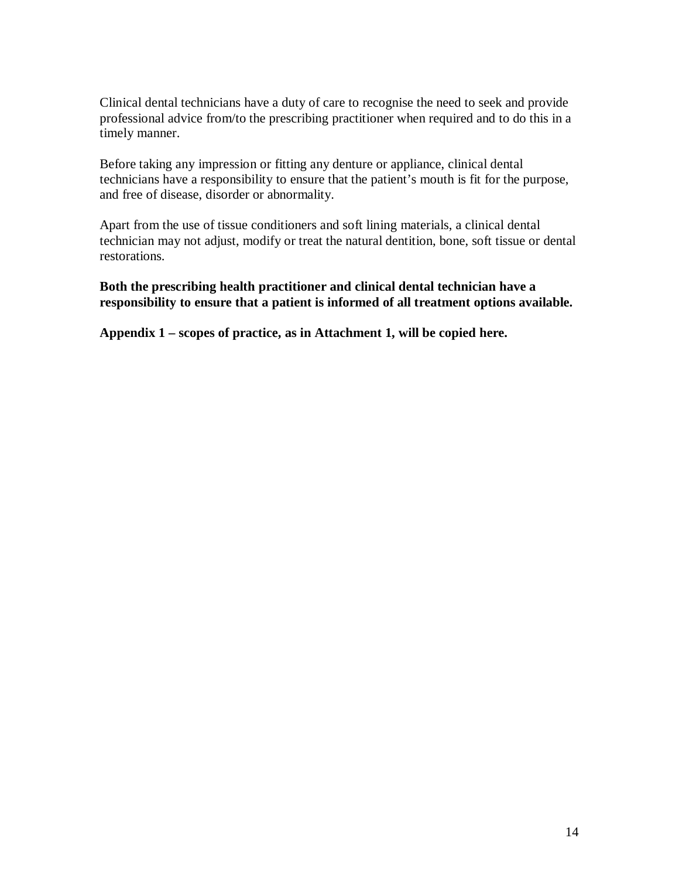Clinical dental technicians have a duty of care to recognise the need to seek and provide professional advice from/to the prescribing practitioner when required and to do this in a timely manner.

Before taking any impression or fitting any denture or appliance, clinical dental technicians have a responsibility to ensure that the patient's mouth is fit for the purpose, and free of disease, disorder or abnormality.

Apart from the use of tissue conditioners and soft lining materials, a clinical dental technician may not adjust, modify or treat the natural dentition, bone, soft tissue or dental restorations.

**Both the prescribing health practitioner and clinical dental technician have a responsibility to ensure that a patient is informed of all treatment options available.**

**Appendix 1 – scopes of practice, as in Attachment 1, will be copied here.**